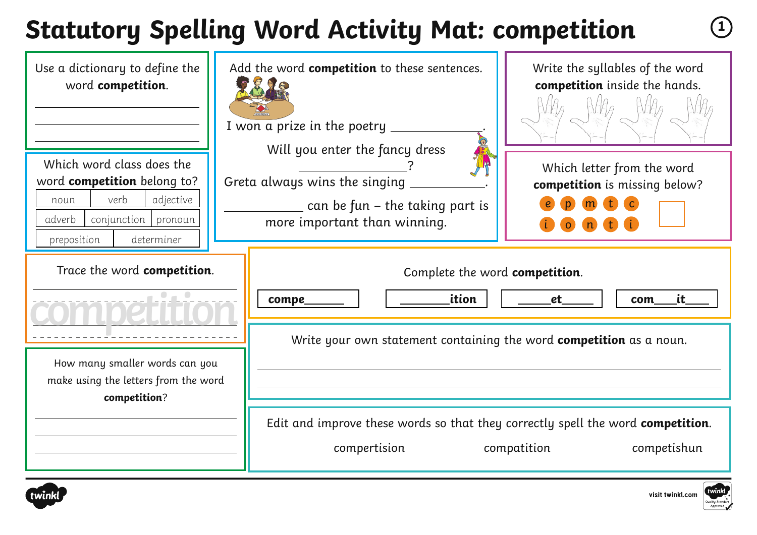# Statutory Spelling Word Activity Mat: competition

Use a dictionary to define the word **competition**.

___________________________

___________________________

___________________________

Add the word **competition** to these sentences.

I won a prize in the poetry ____________.

Will you enter the fancy dress ____________?

Greta always wins the singing ____________.

____________ can be fun – the taking part is more important than winning.

Write the syllables of the word **competition** inside the hands.

Which word class does the word **competition** belong to?

| noun | verb | adjective |
|---|---|---|
| adverb | conjunction | pronoun |
| preposition | determiner | |

Which letter from the word **competition** is missing below?

e p m t c
i o n t i

Trace the word **competition**.

competition

Complete the word **competition**.

| compe______ | ______ition | _____et_____ | com___it____ |
|---|---|---|---|

How many smaller words can you make using the letters from the word **competition**?

___________________________

___________________________

___________________________

Write your own statement containing the word **competition** as a noun.

___________________________

___________________________

Edit and improve these words so that they correctly spell the word **competition**.

compertision compatition competishun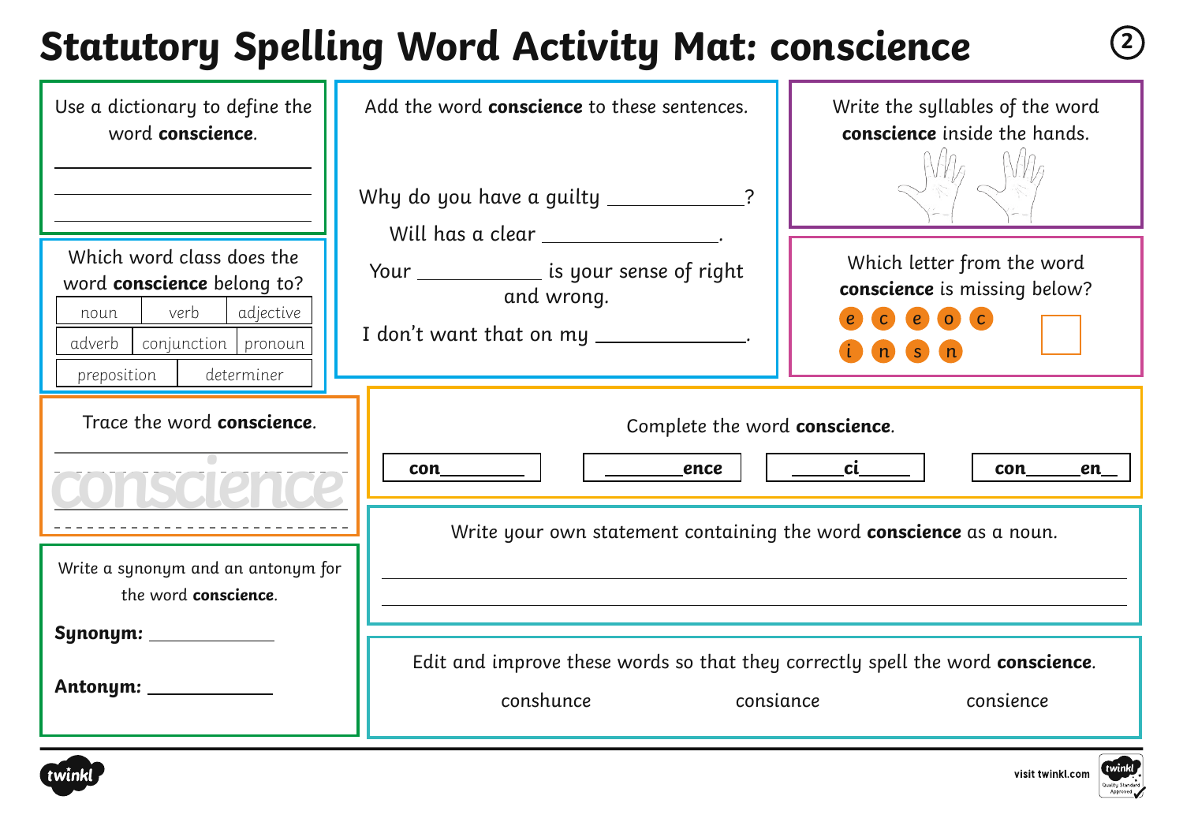# Statutory Spelling Word Activity Mat: conscience

Use a dictionary to define the word **conscience**.

______________________

______________________

______________________

Which word class does the word **conscience** belong to?

| noun | verb | adjective |
|---|---|---|
| adverb | conjunction | pronoun |
| preposition | determiner | |

Trace the word **conscience**.

conscience

Write a synonym and an antonym for the word **conscience**.

**Synonym:** ____________

**Antonym:** ____________

Add the word **conscience** to these sentences.

Why do you have a guilty ____________?

Will has a clear ______________.

Your __________ is your sense of right and wrong.

I don't want that on my ____________.

Write the syllables of the word **conscience** inside the hands.

Which letter from the word **conscience** is missing below?

e c e o c

i n s n

Complete the word **conscience**.

| con________ | ________ence | _____ci_____ | con_____en__ |
|---|---|---|---|

Write your own statement containing the word **conscience** as a noun.

______________________________________________

______________________________________________

Edit and improve these words so that they correctly spell the word **conscience**.

conshunce consiance consience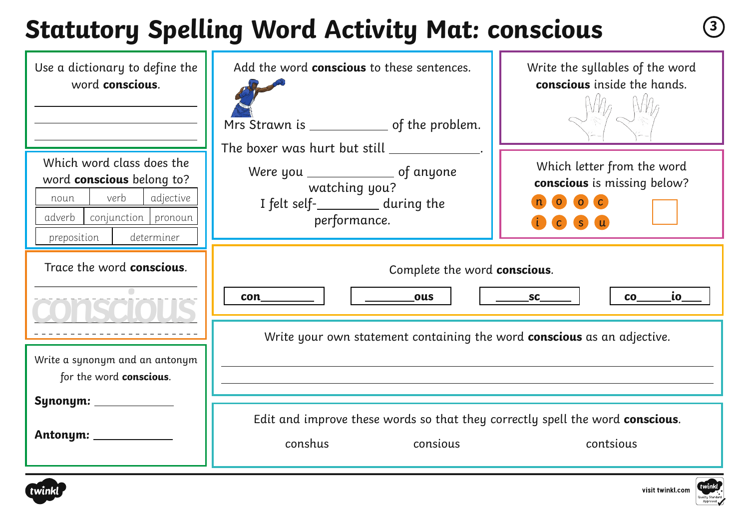# Statutory Spelling Word Activity Mat: conscious

Use a dictionary to define the word **conscious**.

______________________________

______________________________

______________________________

Which word class does the word **conscious** belong to?

| noun | verb | adjective |
|---|---|---|
| adverb | conjunction | pronoun |
| preposition | determiner | |

Trace the word **conscious**.

conscious

Write a synonym and an antonym for the word **conscious**.

**Synonym:** ____________

**Antonym:** ____________

Add the word **conscious** to these sentences.

Mrs Strawn is ____________ of the problem.

The boxer was hurt but still ____________.

Were you ____________ of anyone watching you?

I felt self-__________ during the performance.

Write the syllables of the word **conscious** inside the hands.

Which letter from the word **conscious** is missing below?

n o o c i c s u

Complete the word **conscious**.

| con________ | ________ous | ______sc______ | co______io___ |
|---|---|---|---|

Write your own statement containing the word **conscious** as an adjective.

______________________________________________________________

______________________________________________________________

Edit and improve these words so that they correctly spell the word **conscious**.

conshus    consious    contsious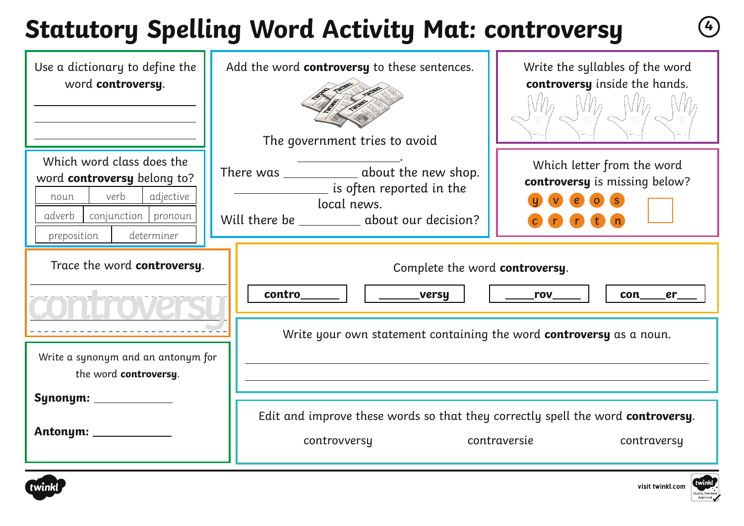# Statutory Spelling Word Activity Mat: controversy

Use a dictionary to define the word **controversy**.

_______________________

_______________________

_______________________

Add the word **controversy** to these sentences.

The government tries to avoid _______________.

There was ___________ about the new shop.

_____________ is often reported in the local news.

Will there be _________ about our decision?

Write the syllables of the word **controversy** inside the hands.

Which word class does the word **controversy** belong to?

| noun | verb | adjective |
|---|---|---|
| adverb | conjunction | pronoun |
| preposition | determiner | |

Which letter from the word **controversy** is missing below?

y v e o s

c r r t n

Trace the word **controversy**.

controversy

Complete the word **controversy**.

| **contro______** | **______versy** | **_____rov_____** | **con____er___** |
|---|---|---|---|

Write a synonym and an antonym for the word **controversy**.

**Synonym:** ____________

**Antonym:** ____________

Write your own statement containing the word **controversy** as a noun.

_______________________________________________

_______________________________________________

Edit and improve these words so that they correctly spell the word **controversy**.

controvversy contraversie contraversy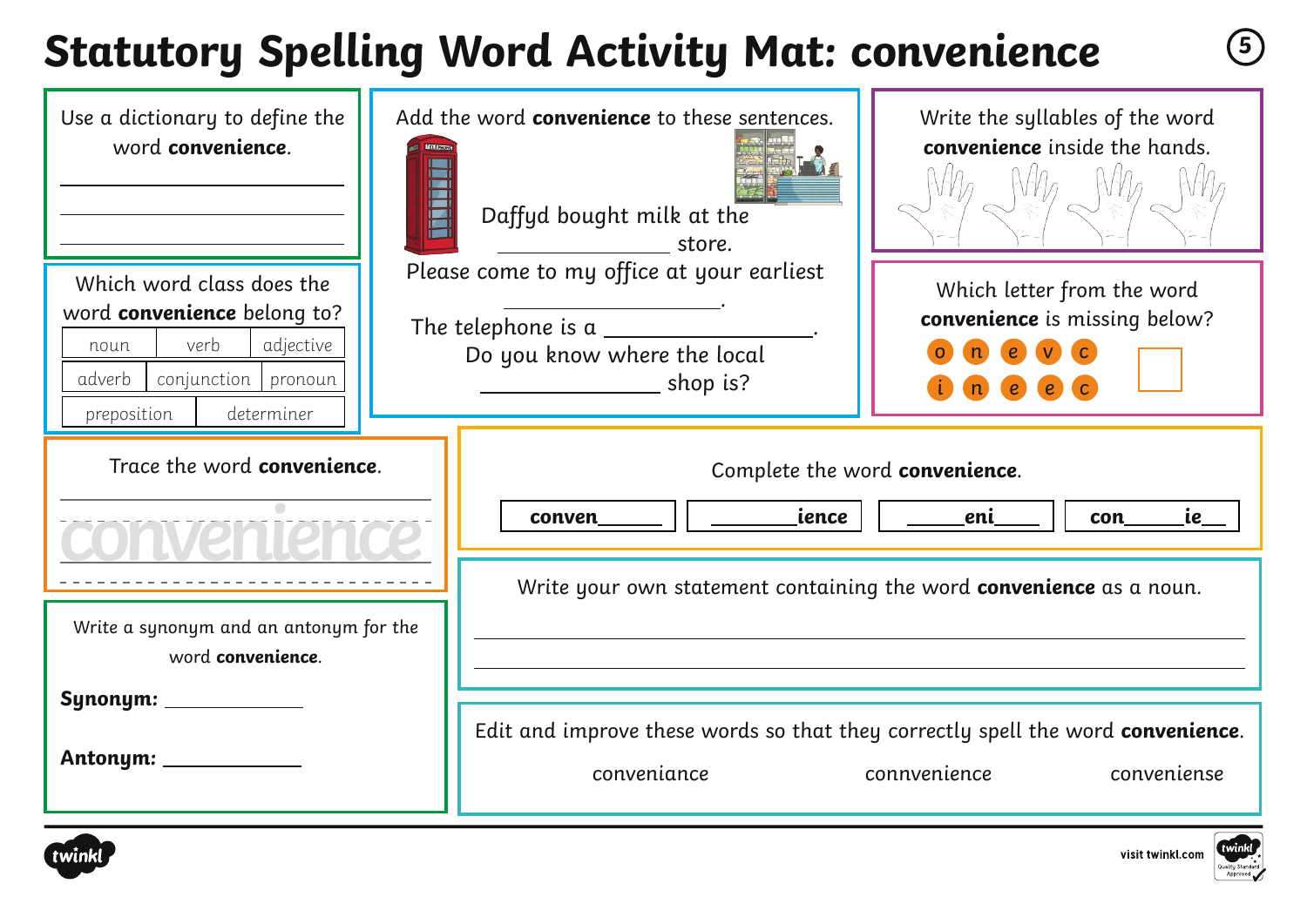# Statutory Spelling Word Activity Mat: convenience

Use a dictionary to define the word **convenience**.

\_\_\_\_\_\_\_\_\_\_\_\_\_\_\_\_\_\_\_\_\_\_\_\_\_\_\_\_\_\_

\_\_\_\_\_\_\_\_\_\_\_\_\_\_\_\_\_\_\_\_\_\_\_\_\_\_\_\_\_\_

\_\_\_\_\_\_\_\_\_\_\_\_\_\_\_\_\_\_\_\_\_\_\_\_\_\_\_\_\_\_

Add the word **convenience** to these sentences.

Daffyd bought milk at the \_\_\_\_\_\_\_\_\_\_\_\_\_\_\_ store.

Please come to my office at your earliest \_\_\_\_\_\_\_\_\_\_\_\_\_\_\_\_\_\_\_\_.

The telephone is a \_\_\_\_\_\_\_\_\_\_\_\_\_\_\_\_\_\_.

Do you know where the local \_\_\_\_\_\_\_\_\_\_\_\_\_\_\_\_\_ shop is?

Write the syllables of the word **convenience** inside the hands.

Which word class does the word **convenience** belong to?

| | | |
|---|---|---|
| noun | verb | adjective |
| adverb | conjunction | pronoun |
| preposition | determiner | |

Which letter from the word **convenience** is missing below?

o n e v c

i n e e c

Trace the word **convenience**.

convenience

Complete the word **convenience**.

| | | | |
|---|---|---|---|
| **conven\_\_\_\_\_\_** | **\_\_\_\_\_\_\_\_ience** | **\_\_\_\_\_eni\_\_\_\_** | **con\_\_\_\_\_ie\_\_** |

Write your own statement containing the word **convenience** as a noun.

\_\_\_\_\_\_\_\_\_\_\_\_\_\_\_\_\_\_\_\_\_\_\_\_\_\_\_\_\_\_\_\_\_\_\_\_\_\_\_\_\_\_\_\_\_\_\_\_\_\_\_\_\_\_\_\_\_\_\_\_

\_\_\_\_\_\_\_\_\_\_\_\_\_\_\_\_\_\_\_\_\_\_\_\_\_\_\_\_\_\_\_\_\_\_\_\_\_\_\_\_\_\_\_\_\_\_\_\_\_\_\_\_\_\_\_\_\_\_\_\_

Write a synonym and an antonym for the word **convenience**.

**Synonym:** \_\_\_\_\_\_\_\_\_\_\_\_

**Antonym:** \_\_\_\_\_\_\_\_\_\_\_\_

Edit and improve these words so that they correctly spell the word **convenience**.

conveniance connvenience convenïense